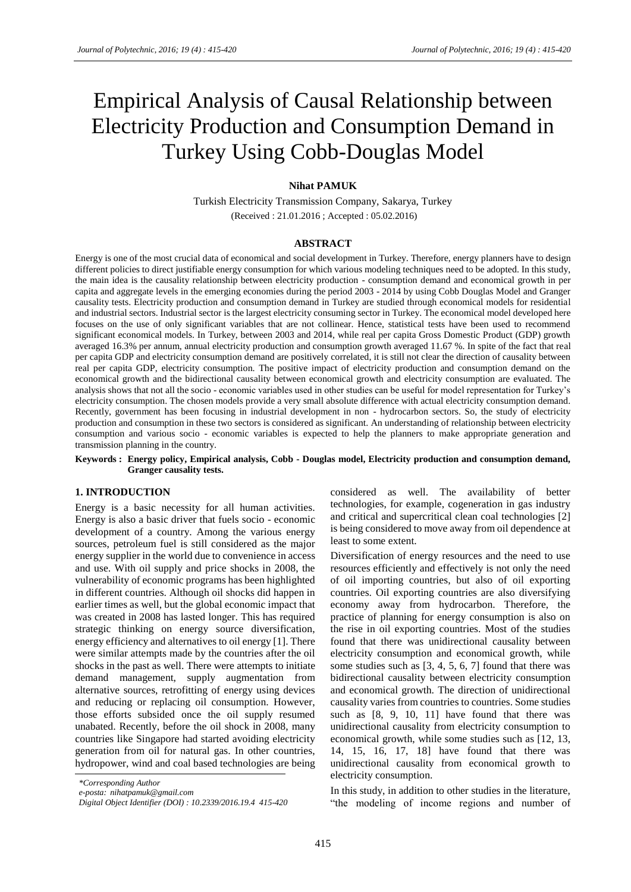# Empirical Analysis of Causal Relationship between Electricity Production and Consumption Demand in Turkey Using Cobb-Douglas Model

**Nihat PAMUK**

Turkish Electricity Transmission Company, Sakarya, Turkey

(Received : 21.01.2016 ; Accepted : 05.02.2016)

## ABSTRACT

Energy is one of the most crucial data of economical and social development in Turkey. Therefore, energy planners have to design different policies to direct justifiable energy consumption for which various modeling techniques need to be adopted. In this study, the main idea is the causality relationship between electricity production - consumption demand and economical growth in per capita and aggregate levels in the emerging economies during the period 2003 - 2014 by using Cobb Douglas Model and Granger causality tests. Electricity production and consumption demand in Turkey are studied through economical models for residential and industrial sectors. Industrial sector is the largest electricity consuming sector in Turkey. The economical model developed here focuses on the use of only significant variables that are not collinear. Hence, statistical tests have been used to recommend significant economical models. In Turkey, between 2003 and 2014, while real per capita Gross Domestic Product (GDP) growth averaged 16.3% per annum, annual electricity production and consumption growth averaged 11.67 %. In spite of the fact that real per capita GDP and electricity consumption demand are positively correlated, it is still not clear the direction of causality between real per capita GDP, electricity consumption. The positive impact of electricity production and consumption demand on the economical growth and the bidirectional causality between economical growth and electricity consumption are evaluated. The analysis shows that not all the socio - economic variables used in other studies can be useful for model representation for Turkey's electricity consumption. The chosen models provide a very small absolute difference with actual electricity consumption demand. Recently, government has been focusing in industrial development in non - hydrocarbon sectors. So, the study of electricity production and consumption in these two sectors is considered as significant. An understanding of relationship between electricity consumption and various socio - economic variables is expected to help the planners to make appropriate generation and transmission planning in the country.

**Keywords : Energy policy, Empirical analysis, Cobb - Douglas model, Electricity production and consumption demand, Granger causality tests.**

## 1. INTRODUCTION

Energy is a basic necessity for all human activities. Energy is also a basic driver that fuels socio - economic development of a country. Among the various energy sources, petroleum fuel is still considered as the major energy supplier in the world due to convenience in access and use. With oil supply and price shocks in 2008, the vulnerability of economic programs has been highlighted in different countries. Although oil shocks did happen in earlier times as well, but the global economic impact that was created in 2008 has lasted longer. This has required strategic thinking on energy source diversification, energy efficiency and alternatives to oil energy [1]. There were similar attempts made by the countries after the oil shocks in the past as well. There were attempts to initiate demand management, supply augmentation from alternative sources, retrofitting of energy using devices and reducing or replacing oil consumption. However, those efforts subsided once the oil supply resumed unabated. Recently, before the oil shock in 2008, many countries like Singapore had started avoiding electricity generation from oil for natural gas. In other countries, hydropower, wind and coal based technologies are being considered as well. The availability of better technologies, for example, cogeneration in gas industry and critical and supercritical clean coal technologies [2] is being considered to move away from oil dependence at least to some extent.

Diversification of energy resources and the need to use resources efficiently and effectively is not only the need of oil importing countries, but also of oil exporting countries. Oil exporting countries are also diversifying economy away from hydrocarbon. Therefore, the practice of planning for energy consumption is also on the rise in oil exporting countries. Most of the studies found that there was unidirectional causality between electricity consumption and economical growth, while some studies such as [3, 4, 5, 6, 7] found that there was bidirectional causality between electricity consumption and economical growth. The direction of unidirectional causality varies from countries to countries. Some studies such as [8, 9, 10, 11] have found that there was unidirectional causality from electricity consumption to economical growth, while some studies such as [12, 13, 14, 15, 16, 17, 18] have found that there was unidirectional causality from economical growth to electricity consumption.

In this study, in addition to other studies in the literature, "the modeling of income regions and number of

*\*Corresponding Author*
*e-posta: nihatpamuk@gmail.com*
*Digital Object Identifier (DOI) : 10.2339/2016.19.4 415-420*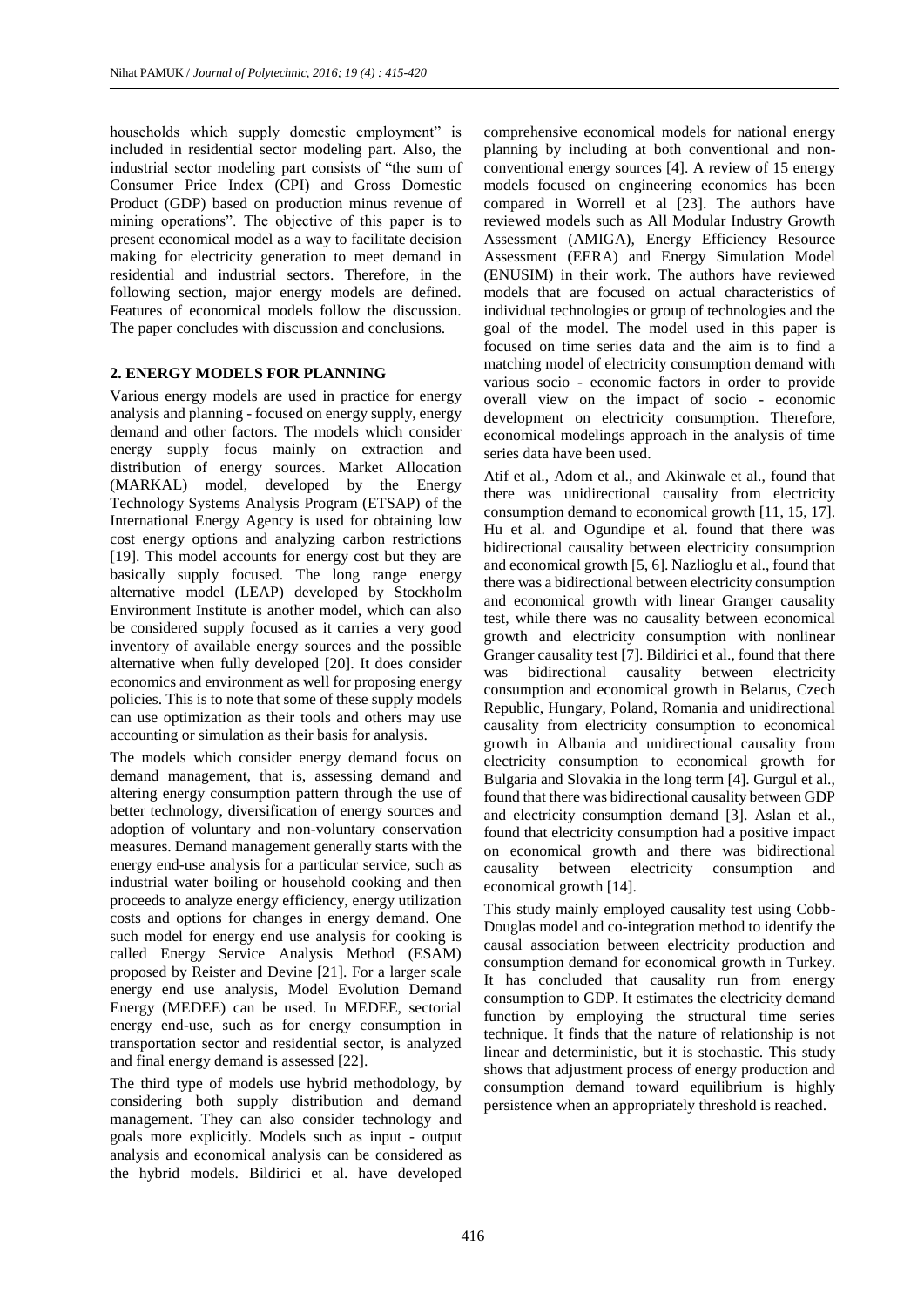households which supply domestic employment" is included in residential sector modeling part. Also, the industrial sector modeling part consists of "the sum of Consumer Price Index (CPI) and Gross Domestic Product (GDP) based on production minus revenue of mining operations". The objective of this paper is to present economical model as a way to facilitate decision making for electricity generation to meet demand in residential and industrial sectors. Therefore, in the following section, major energy models are defined. Features of economical models follow the discussion. The paper concludes with discussion and conclusions.

## 2. ENERGY MODELS FOR PLANNING

Various energy models are used in practice for energy analysis and planning - focused on energy supply, energy demand and other factors. The models which consider energy supply focus mainly on extraction and distribution of energy sources. Market Allocation (MARKAL) model, developed by the Energy Technology Systems Analysis Program (ETSAP) of the International Energy Agency is used for obtaining low cost energy options and analyzing carbon restrictions [19]. This model accounts for energy cost but they are basically supply focused. The long range energy alternative model (LEAP) developed by Stockholm Environment Institute is another model, which can also be considered supply focused as it carries a very good inventory of available energy sources and the possible alternative when fully developed [20]. It does consider economics and environment as well for proposing energy policies. This is to note that some of these supply models can use optimization as their tools and others may use accounting or simulation as their basis for analysis.

The models which consider energy demand focus on demand management, that is, assessing demand and altering energy consumption pattern through the use of better technology, diversification of energy sources and adoption of voluntary and non-voluntary conservation measures. Demand management generally starts with the energy end-use analysis for a particular service, such as industrial water boiling or household cooking and then proceeds to analyze energy efficiency, energy utilization costs and options for changes in energy demand. One such model for energy end use analysis for cooking is called Energy Service Analysis Method (ESAM) proposed by Reister and Devine [21]. For a larger scale energy end use analysis, Model Evolution Demand Energy (MEDEE) can be used. In MEDEE, sectorial energy end-use, such as for energy consumption in transportation sector and residential sector, is analyzed and final energy demand is assessed [22].

The third type of models use hybrid methodology, by considering both supply distribution and demand management. They can also consider technology and goals more explicitly. Models such as input - output analysis and economical analysis can be considered as the hybrid models. Bildirici et al. have developed comprehensive economical models for national energy planning by including at both conventional and non-conventional energy sources [4]. A review of 15 energy models focused on engineering economics has been compared in Worrell et al [23]. The authors have reviewed models such as All Modular Industry Growth Assessment (AMIGA), Energy Efficiency Resource Assessment (EERA) and Energy Simulation Model (ENUSIM) in their work. The authors have reviewed models that are focused on actual characteristics of individual technologies or group of technologies and the goal of the model. The model used in this paper is focused on time series data and the aim is to find a matching model of electricity consumption demand with various socio - economic factors in order to provide overall view on the impact of socio - economic development on electricity consumption. Therefore, economical modelings approach in the analysis of time series data have been used.

Atif et al., Adom et al., and Akinwale et al., found that there was unidirectional causality from electricity consumption demand to economical growth [11, 15, 17]. Hu et al. and Ogundipe et al. found that there was bidirectional causality between electricity consumption and economical growth [5, 6]. Nazlioglu et al., found that there was a bidirectional between electricity consumption and economical growth with linear Granger causality test, while there was no causality between economical growth and electricity consumption with nonlinear Granger causality test [7]. Bildirici et al., found that there was bidirectional causality between electricity consumption and economical growth in Belarus, Czech Republic, Hungary, Poland, Romania and unidirectional causality from electricity consumption to economical growth in Albania and unidirectional causality from electricity consumption to economical growth for Bulgaria and Slovakia in the long term [4]. Gurgul et al., found that there was bidirectional causality between GDP and electricity consumption demand [3]. Aslan et al., found that electricity consumption had a positive impact on economical growth and there was bidirectional causality between electricity consumption and economical growth [14].

This study mainly employed causality test using Cobb-Douglas model and co-integration method to identify the causal association between electricity production and consumption demand for economical growth in Turkey. It has concluded that causality run from energy consumption to GDP. It estimates the electricity demand function by employing the structural time series technique. It finds that the nature of relationship is not linear and deterministic, but it is stochastic. This study shows that adjustment process of energy production and consumption demand toward equilibrium is highly persistence when an appropriately threshold is reached.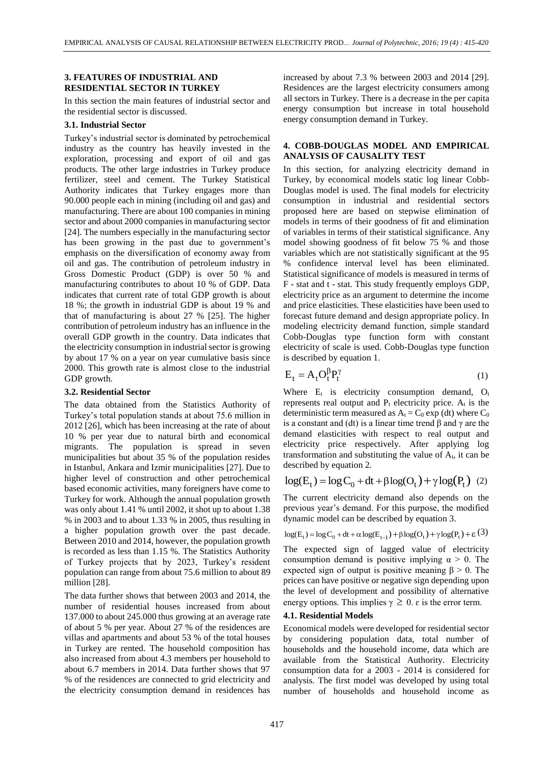## 3. FEATURES OF INDUSTRIAL AND RESIDENTIAL SECTOR IN TURKEY

In this section the main features of industrial sector and the residential sector is discussed.

### 3.1. Industrial Sector

Turkey's industrial sector is dominated by petrochemical industry as the country has heavily invested in the exploration, processing and export of oil and gas products. The other large industries in Turkey produce fertilizer, steel and cement. The Turkey Statistical Authority indicates that Turkey engages more than 90.000 people each in mining (including oil and gas) and manufacturing. There are about 100 companies in mining sector and about 2000 companies in manufacturing sector [24]. The numbers especially in the manufacturing sector has been growing in the past due to government's emphasis on the diversification of economy away from oil and gas. The contribution of petroleum industry in Gross Domestic Product (GDP) is over 50 % and manufacturing contributes to about 10 % of GDP. Data indicates that current rate of total GDP growth is about 18 %; the growth in industrial GDP is about 19 % and that of manufacturing is about 27 % [25]. The higher contribution of petroleum industry has an influence in the overall GDP growth in the country. Data indicates that the electricity consumption in industrial sector is growing by about 17 % on a year on year cumulative basis since 2000. This growth rate is almost close to the industrial GDP growth.

### 3.2. Residential Sector

The data obtained from the Statistics Authority of Turkey's total population stands at about 75.6 million in 2012 [26], which has been increasing at the rate of about 10 % per year due to natural birth and economical migrants. The population is spread in seven municipalities but about 35 % of the population resides in Istanbul, Ankara and Izmir municipalities [27]. Due to higher level of construction and other petrochemical based economic activities, many foreigners have come to Turkey for work. Although the annual population growth was only about 1.41 % until 2002, it shot up to about 1.38 % in 2003 and to about 1.33 % in 2005, thus resulting in a higher population growth over the past decade. Between 2010 and 2014, however, the population growth is recorded as less than 1.15 %. The Statistics Authority of Turkey projects that by 2023, Turkey's resident population can range from about 75.6 million to about 89 million [28].

The data further shows that between 2003 and 2014, the number of residential houses increased from about 137.000 to about 245.000 thus growing at an average rate of about 5 % per year. About 27 % of the residences are villas and apartments and about 53 % of the total houses in Turkey are rented. The household composition has also increased from about 4.3 members per household to about 6.7 members in 2014. Data further shows that 97 % of the residences are connected to grid electricity and the electricity consumption demand in residences has increased by about 7.3 % between 2003 and 2014 [29]. Residences are the largest electricity consumers among all sectors in Turkey. There is a decrease in the per capita energy consumption but increase in total household energy consumption demand in Turkey.

## 4. COBB-DOUGLAS MODEL AND EMPIRICAL ANALYSIS OF CAUSALITY TEST

In this section, for analyzing electricity demand in Turkey, by economical models static log linear Cobb-Douglas model is used. The final models for electricity consumption in industrial and residential sectors proposed here are based on stepwise elimination of models in terms of their goodness of fit and elimination of variables in terms of their statistical significance. Any model showing goodness of fit below 75 % and those variables which are not statistically significant at the 95 % confidence interval level has been eliminated. Statistical significance of models is measured in terms of F - stat and t - stat. This study frequently employs GDP, electricity price as an argument to determine the income and price elasticities. These elasticities have been used to forecast future demand and design appropriate policy. In modeling electricity demand function, simple standard Cobb-Douglas type function form with constant electricity of scale is used. Cobb-Douglas type function is described by equation 1.

$$E_t = A_t O_t^{\beta} P_t^{\gamma} \tag{1}$$

Where $E_t$ is electricity consumption demand, $O_t$ represents real output and $P_t$ electricity price. $A_t$ is the deterministic term measured as $A_t = C_0 \exp(dt)$ where $C_0$ is a constant and (dt) is a linear time trend β and γ are the demand elasticities with respect to real output and electricity price respectively. After applying log transformation and substituting the value of $A_t$, it can be described by equation 2.

$$\log(E_t) = \log C_0 + dt + \beta \log(O_t) + \gamma \log(P_t) \tag{2}$$

The current electricity demand also depends on the previous year's demand. For this purpose, the modified dynamic model can be described by equation 3.

$$\log(E_t) = \log C_0 + dt + \alpha \log(E_{t-1}) + \beta \log(O_t) + \gamma \log(P_t) + \varepsilon \tag{3}$$

The expected sign of lagged value of electricity consumption demand is positive implying $\alpha > 0$. The expected sign of output is positive meaning $\beta > 0$. The prices can have positive or negative sign depending upon the level of development and possibility of alternative energy options. This implies $\gamma \geq 0$. ε is the error term.

### 4.1. Residential Models

Economical models were developed for residential sector by considering population data, total number of households and the household income, data which are available from the Statistical Authority. Electricity consumption data for a 2003 - 2014 is considered for analysis. The first model was developed by using total number of households and household income as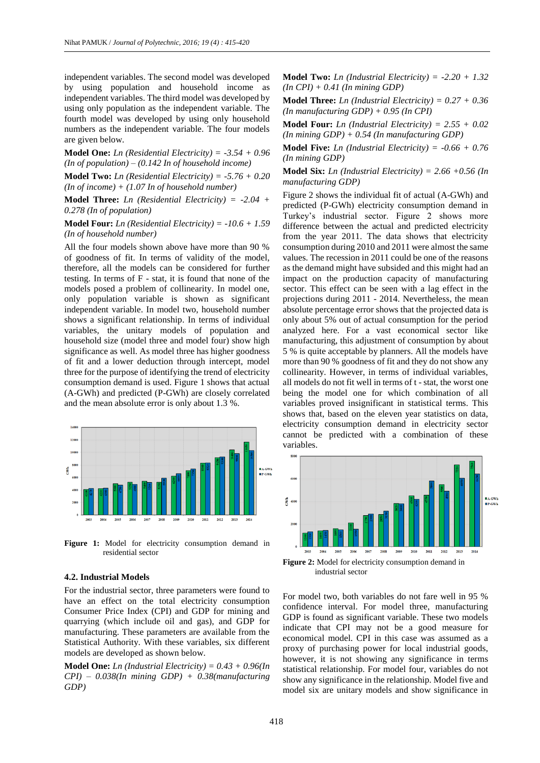independent variables. The second model was developed by using population and household income as independent variables. The third model was developed by using only population as the independent variable. The fourth model was developed by using only household numbers as the independent variable. The four models are given below.

**Model One:** *Ln (Residential Electricity) = -3.54 + 0.96 (In of population) – (0.142 In of household income)*

**Model Two:** *Ln (Residential Electricity) = -5.76 + 0.20 (In of income) + (1.07 In of household number)*

**Model Three:** *Ln (Residential Electricity) = -2.04 + 0.278 (In of population)*

**Model Four:** *Ln (Residential Electricity) = -10.6 + 1.59 (In of household number)*

All the four models shown above have more than 90 % of goodness of fit. In terms of validity of the model, therefore, all the models can be considered for further testing. In terms of F - stat, it is found that none of the models posed a problem of collinearity. In model one, only population variable is shown as significant independent variable. In model two, household number shows a significant relationship. In terms of individual variables, the unitary models of population and household size (model three and model four) show high significance as well. As model three has higher goodness of fit and a lower deduction through intercept, model three for the purpose of identifying the trend of electricity consumption demand is used. Figure 1 shows that actual (A-GWh) and predicted (P-GWh) are closely correlated and the mean absolute error is only about 1.3 %.

**Figure 1:** Model for electricity consumption demand in residential sector

### 4.2. Industrial Models

For the industrial sector, three parameters were found to have an effect on the total electricity consumption Consumer Price Index (CPI) and GDP for mining and quarrying (which include oil and gas), and GDP for manufacturing. These parameters are available from the Statistical Authority. With these variables, six different models are developed as shown below.

**Model One:** *Ln (Industrial Electricity) = 0.43 + 0.96(In CPI) – 0.038(In mining GDP) + 0.38(manufacturing GDP)*

**Model Two:** *Ln (Industrial Electricity) = -2.20 + 1.32 (In CPI) + 0.41 (In mining GDP)*

**Model Three:** *Ln (Industrial Electricity) = 0.27 + 0.36 (In manufacturing GDP) + 0.95 (In CPI)*

**Model Four:** *Ln (Industrial Electricity) = 2.55 + 0.02 (In mining GDP) + 0.54 (In manufacturing GDP)*

**Model Five:** *Ln (Industrial Electricity) = -0.66 + 0.76 (In mining GDP)*

**Model Six:** *Ln (Industrial Electricity) = 2.66 +0.56 (In manufacturing GDP)*

Figure 2 shows the individual fit of actual (A-GWh) and predicted (P-GWh) electricity consumption demand in Turkey's industrial sector. Figure 2 shows more difference between the actual and predicted electricity from the year 2011. The data shows that electricity consumption during 2010 and 2011 were almost the same values. The recession in 2011 could be one of the reasons as the demand might have subsided and this might had an impact on the production capacity of manufacturing sector. This effect can be seen with a lag effect in the projections during 2011 - 2014. Nevertheless, the mean absolute percentage error shows that the projected data is only about 5% out of actual consumption for the period analyzed here. For a vast economical sector like manufacturing, this adjustment of consumption by about 5 % is quite acceptable by planners. All the models have more than 90 % goodness of fit and they do not show any collinearity. However, in terms of individual variables, all models do not fit well in terms of t - stat, the worst one being the model one for which combination of all variables proved insignificant in statistical terms. This shows that, based on the eleven year statistics on data, electricity consumption demand in electricity sector cannot be predicted with a combination of these variables.

**Figure 2:** Model for electricity consumption demand in industrial sector

For model two, both variables do not fare well in 95 % confidence interval. For model three, manufacturing GDP is found as significant variable. These two models indicate that CPI may not be a good measure for economical model. CPI in this case was assumed as a proxy of purchasing power for local industrial goods, however, it is not showing any significance in terms statistical relationship. For model four, variables do not show any significance in the relationship. Model five and model six are unitary models and show significance in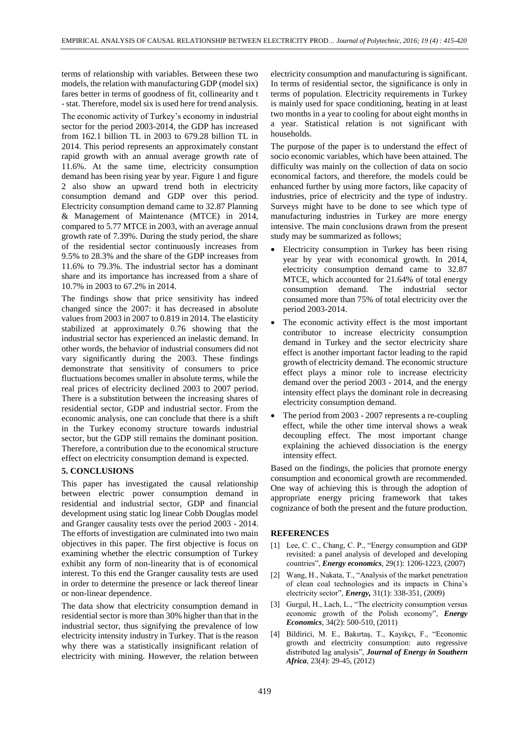terms of relationship with variables. Between these two models, the relation with manufacturing GDP (model six) fares better in terms of goodness of fit, collinearity and t - stat. Therefore, model six is used here for trend analysis.

The economic activity of Turkey's economy in industrial sector for the period 2003-2014, the GDP has increased from 162.1 billion TL in 2003 to 679.28 billion TL in 2014. This period represents an approximately constant rapid growth with an annual average growth rate of 11.6%. At the same time, electricity consumption demand has been rising year by year. Figure 1 and figure 2 also show an upward trend both in electricity consumption demand and GDP over this period. Electricity consumption demand came to 32.87 Planning & Management of Maintenance (MTCE) in 2014, compared to 5.77 MTCE in 2003, with an average annual growth rate of 7.39%. During the study period, the share of the residential sector continuously increases from 9.5% to 28.3% and the share of the GDP increases from 11.6% to 79.3%. The industrial sector has a dominant share and its importance has increased from a share of 10.7% in 2003 to 67.2% in 2014.

The findings show that price sensitivity has indeed changed since the 2007: it has decreased in absolute values from 2003 in 2007 to 0.819 in 2014. The elasticity stabilized at approximately 0.76 showing that the industrial sector has experienced an inelastic demand. In other words, the behavior of industrial consumers did not vary significantly during the 2003. These findings demonstrate that sensitivity of consumers to price fluctuations becomes smaller in absolute terms, while the real prices of electricity declined 2003 to 2007 period. There is a substitution between the increasing shares of residential sector, GDP and industrial sector. From the economic analysis, one can conclude that there is a shift in the Turkey economy structure towards industrial sector, but the GDP still remains the dominant position. Therefore, a contribution due to the economical structure effect on electricity consumption demand is expected.

## 5. CONCLUSIONS

This paper has investigated the causal relationship between electric power consumption demand in residential and industrial sector, GDP and financial development using static log linear Cobb Douglas model and Granger causality tests over the period 2003 - 2014. The efforts of investigation are culminated into two main objectives in this paper. The first objective is focus on examining whether the electric consumption of Turkey exhibit any form of non-linearity that is of economical interest. To this end the Granger causality tests are used in order to determine the presence or lack thereof linear or non-linear dependence.

The data show that electricity consumption demand in residential sector is more than 30% higher than that in the industrial sector, thus signifying the prevalence of low electricity intensity industry in Turkey. That is the reason why there was a statistically insignificant relation of electricity with mining. However, the relation between electricity consumption and manufacturing is significant. In terms of residential sector, the significance is only in terms of population. Electricity requirements in Turkey is mainly used for space conditioning, heating in at least two months in a year to cooling for about eight months in a year. Statistical relation is not significant with households.

The purpose of the paper is to understand the effect of socio economic variables, which have been attained. The difficulty was mainly on the collection of data on socio economical factors, and therefore, the models could be enhanced further by using more factors, like capacity of industries, price of electricity and the type of industry. Surveys might have to be done to see which type of manufacturing industries in Turkey are more energy intensive. The main conclusions drawn from the present study may be summarized as follows;

- Electricity consumption in Turkey has been rising year by year with economical growth. In 2014, electricity consumption demand came to 32.87 MTCE, which accounted for 21.64% of total energy consumption demand. The industrial sector consumed more than 75% of total electricity over the period 2003-2014.
- The economic activity effect is the most important contributor to increase electricity consumption demand in Turkey and the sector electricity share effect is another important factor leading to the rapid growth of electricity demand. The economic structure effect plays a minor role to increase electricity demand over the period 2003 - 2014, and the energy intensity effect plays the dominant role in decreasing electricity consumption demand.
- The period from 2003 - 2007 represents a re-coupling effect, while the other time interval shows a weak decoupling effect. The most important change explaining the achieved dissociation is the energy intensity effect.

Based on the findings, the policies that promote energy consumption and economical growth are recommended. One way of achieving this is through the adoption of appropriate energy pricing framework that takes cognizance of both the present and the future production.

## REFERENCES

[1] Lee, C. C., Chang, C. P., "Energy consumption and GDP revisited: a panel analysis of developed and developing countries", ***Energy economics***, 29(1): 1206-1223, (2007)

[2] Wang, H., Nakata, T., "Analysis of the market penetration of clean coal technologies and its impacts in China's electricity sector", ***Energy,*** 31(1): 338-351, (2009)

[3] Gurgul, H., Lach, L., "The electricity consumption versus economic growth of the Polish economy", ***Energy Economics***, 34(2): 500-510, (2011)

[4] Bildirici, M. E., Bakırtaş, T., Kayıkçı, F., "Economic growth and electricity consumption: auto regressive distributed lag analysis", ***Journal of Energy in Southern Africa***, 23(4): 29-45, (2012)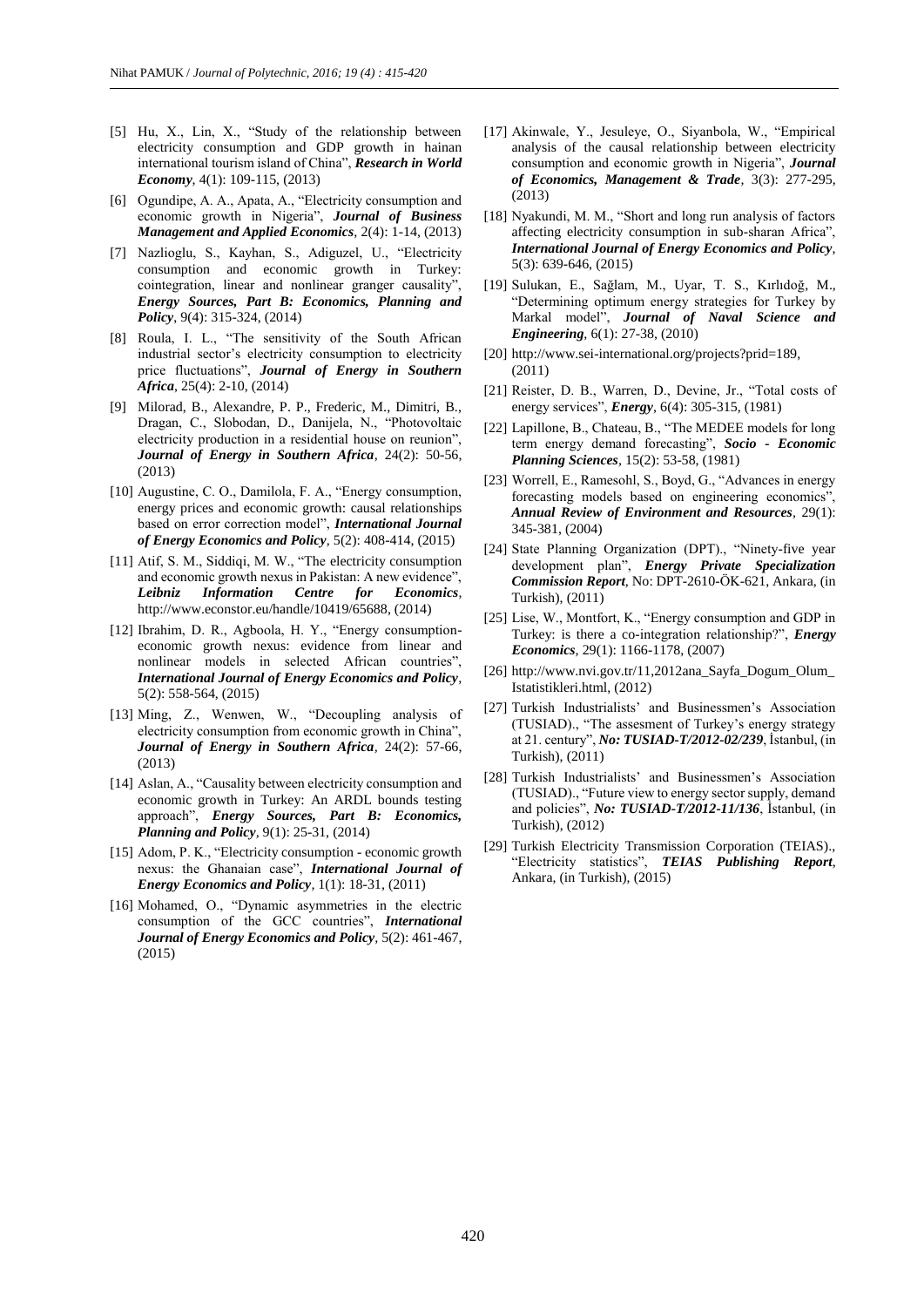[5] Hu, X., Lin, X., "Study of the relationship between electricity consumption and GDP growth in hainan international tourism island of China", ***Research in World Economy***, 4(1): 109-115, (2013)

[6] Ogundipe, A. A., Apata, A., "Electricity consumption and economic growth in Nigeria", ***Journal of Business Management and Applied Economics***, 2(4): 1-14, (2013)

[7] Nazlioglu, S., Kayhan, S., Adiguzel, U., "Electricity consumption and economic growth in Turkey: cointegration, linear and nonlinear granger causality", ***Energy Sources, Part B: Economics, Planning and Policy***, 9(4): 315-324, (2014)

[8] Roula, I. L., "The sensitivity of the South African industrial sector's electricity consumption to electricity price fluctuations", ***Journal of Energy in Southern Africa***, 25(4): 2-10, (2014)

[9] Milorad, B., Alexandre, P. P., Frederic, M., Dimitri, B., Dragan, C., Slobodan, D., Danijela, N., "Photovoltaic electricity production in a residential house on reunion", ***Journal of Energy in Southern Africa***, 24(2): 50-56, (2013)

[10] Augustine, C. O., Damilola, F. A., "Energy consumption, energy prices and economic growth: causal relationships based on error correction model", ***International Journal of Energy Economics and Policy***, 5(2): 408-414, (2015)

[11] Atif, S. M., Siddiqi, M. W., "The electricity consumption and economic growth nexus in Pakistan: A new evidence", ***Leibniz Information Centre for Economics***, http://www.econstor.eu/handle/10419/65688, (2014)

[12] Ibrahim, D. R., Agboola, H. Y., "Energy consumption-economic growth nexus: evidence from linear and nonlinear models in selected African countries", ***International Journal of Energy Economics and Policy***, 5(2): 558-564, (2015)

[13] Ming, Z., Wenwen, W., "Decoupling analysis of electricity consumption from economic growth in China", ***Journal of Energy in Southern Africa***, 24(2): 57-66, (2013)

[14] Aslan, A., "Causality between electricity consumption and economic growth in Turkey: An ARDL bounds testing approach", ***Energy Sources, Part B: Economics, Planning and Policy***, 9(1): 25-31, (2014)

[15] Adom, P. K., "Electricity consumption - economic growth nexus: the Ghanaian case", ***International Journal of Energy Economics and Policy***, 1(1): 18-31, (2011)

[16] Mohamed, O., "Dynamic asymmetries in the electric consumption of the GCC countries", ***International Journal of Energy Economics and Policy***, 5(2): 461-467, (2015)

[17] Akinwale, Y., Jesuleye, O., Siyanbola, W., "Empirical analysis of the causal relationship between electricity consumption and economic growth in Nigeria", ***Journal of Economics, Management & Trade***, 3(3): 277-295, (2013)

[18] Nyakundi, M. M., "Short and long run analysis of factors affecting electricity consumption in sub-sharan Africa", ***International Journal of Energy Economics and Policy***, 5(3): 639-646, (2015)

[19] Sulukan, E., Sağlam, M., Uyar, T. S., Kırlıdoğ, M., "Determining optimum energy strategies for Turkey by Markal model", ***Journal of Naval Science and Engineering***, 6(1): 27-38, (2010)

[20] http://www.sei-international.org/projects?prid=189, (2011)

[21] Reister, D. B., Warren, D., Devine, Jr., "Total costs of energy services", ***Energy***, 6(4): 305-315, (1981)

[22] Lapillone, B., Chateau, B., "The MEDEE models for long term energy demand forecasting", ***Socio - Economic Planning Sciences***, 15(2): 53-58, (1981)

[23] Worrell, E., Ramesohl, S., Boyd, G., "Advances in energy forecasting models based on engineering economics", ***Annual Review of Environment and Resources***, 29(1): 345-381, (2004)

[24] State Planning Organization (DPT)., "Ninety-five year development plan", ***Energy Private Specialization Commission Report***, No: DPT-2610-ÖK-621, Ankara, (in Turkish), (2011)

[25] Lise, W., Montfort, K., "Energy consumption and GDP in Turkey: is there a co-integration relationship?", ***Energy Economics***, 29(1): 1166-1178, (2007)

[26] http://www.nvi.gov.tr/11,2012ana_Sayfa_Dogum_Olum_Istatistikleri.html, (2012)

[27] Turkish Industrialists' and Businessmen's Association (TUSIAD)., "The assesment of Turkey's energy strategy at 21. century", ***No: TUSIAD-T/2012-02/239***, İstanbul, (in Turkish), (2011)

[28] Turkish Industrialists' and Businessmen's Association (TUSIAD)., "Future view to energy sector supply, demand and policies", ***No: TUSIAD-T/2012-11/136***, İstanbul, (in Turkish), (2012)

[29] Turkish Electricity Transmission Corporation (TEIAS)., "Electricity statistics", ***TEIAS Publishing Report***, Ankara, (in Turkish), (2015)